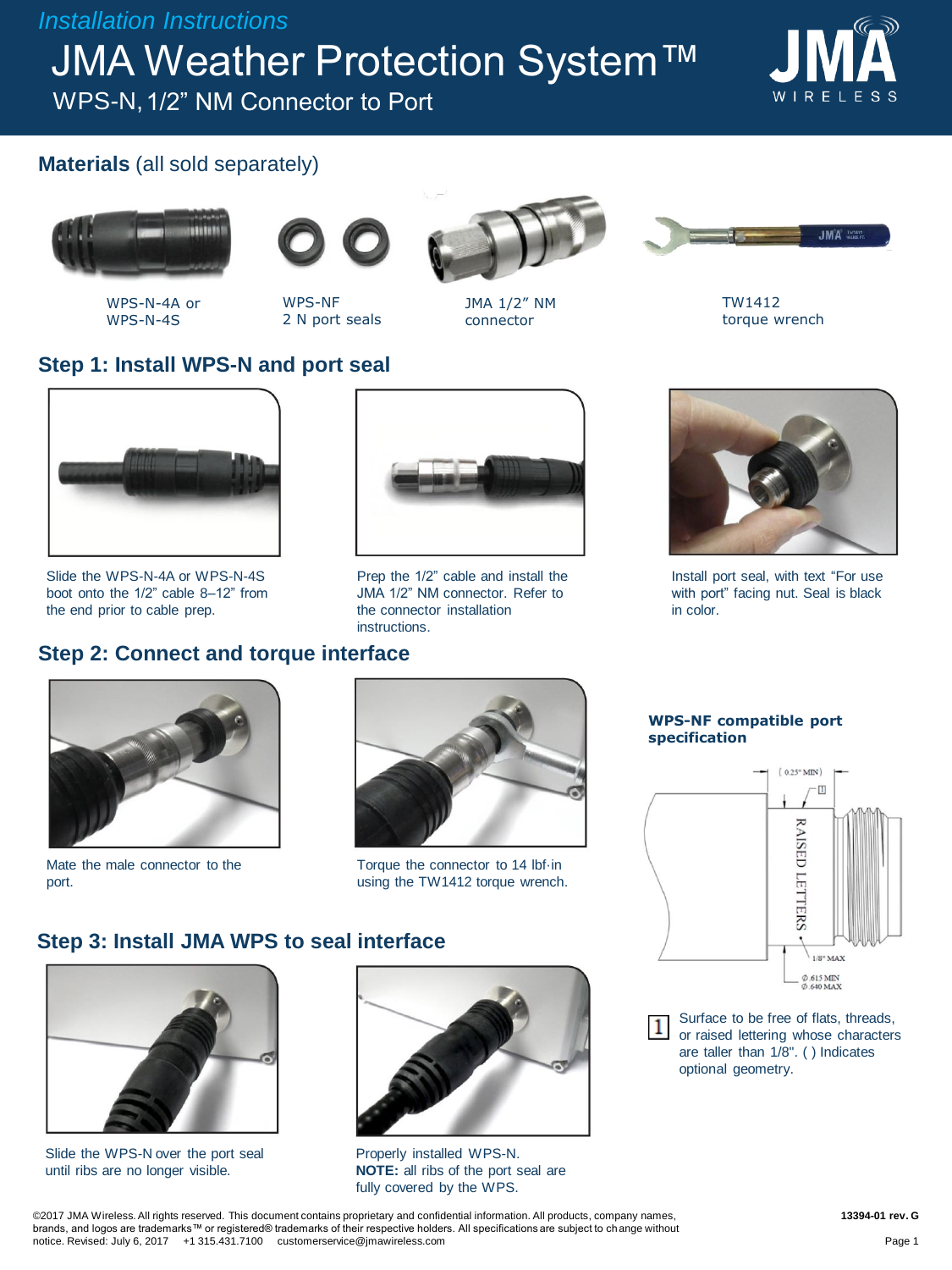*Installation Instructions*

# JMA Weather Protection System™

## WPS-N, 1/2” NM Connector to Port

## Materials (all sold separately)

- WPS-N-4A or WPS-N-4S
- WPS-NF 2 N port seals
- JMA 1/2” NM connector
- TW1412 torque wrench

## Step 1: Install WPS-N and port seal

Slide the WPS-N-4A or WPS-N-4S boot onto the 1/2” cable 8–12” from the end prior to cable prep.

Prep the 1/2” cable and install the JMA 1/2” NM connector. Refer to the connector installation instructions.

Install port seal, with text “For use with port” facing nut. Seal is black in color.

## Step 2: Connect and torque interface

Mate the male connector to the port.

Torque the connector to 14 lbf·in using the TW1412 torque wrench.

**WPS-NF compatible port specification**

(0.25" MIN)

RAISED LETTERS

1/8" MAX

Ø.615 MIN
Ø.640 MAX

1 Surface to be free of flats, threads, or raised lettering whose characters are taller than 1/8". ( ) Indicates optional geometry.

## Step 3: Install JMA WPS to seal interface

Slide the WPS-N over the port seal until ribs are no longer visible.

Properly installed WPS-N.
**NOTE:** all ribs of the port seal are fully covered by the WPS.

©2017 JMA Wireless. All rights reserved. This document contains proprietary and confidential information. All products, company names, brands, and logos are trademarks™ or registered® trademarks of their respective holders. All specifications are subject to change without notice. Revised: July 6, 2017 +1 315.431.7100 customerservice@jmawireless.com

13394-01 rev. G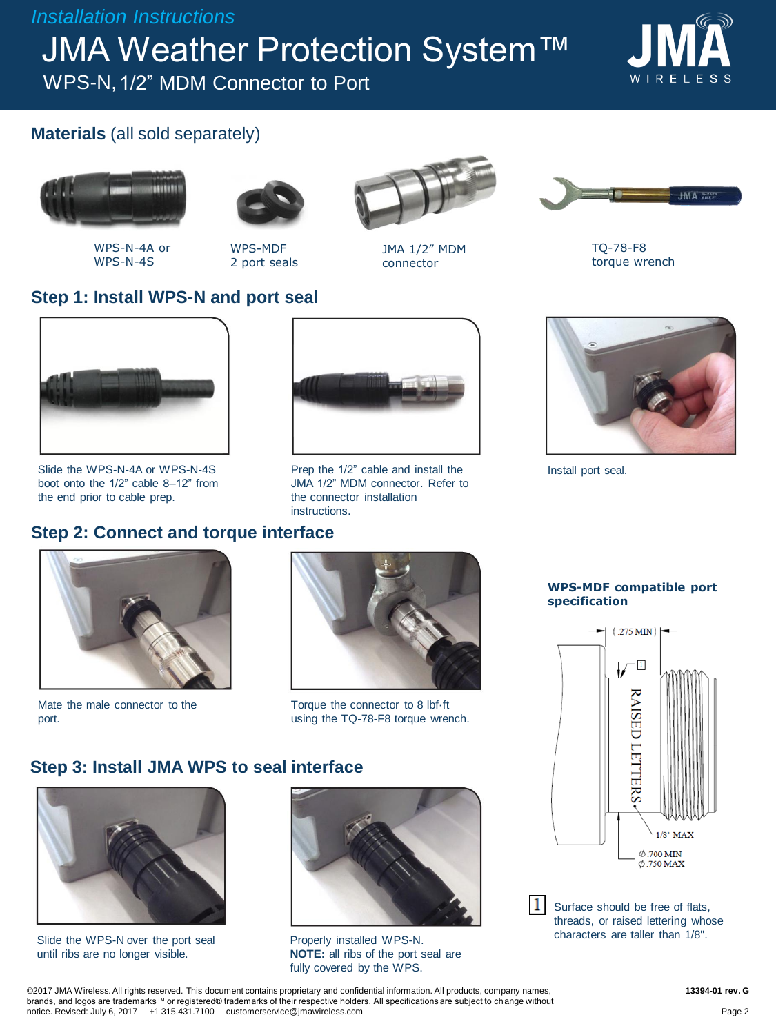*Installation Instructions*

# JMA Weather Protection System™

WPS-N, 1/2" MDM Connector to Port

## Materials (all sold separately)

WPS-N-4A or WPS-N-4S

WPS-MDF 2 port seals

JMA 1/2" MDM connector

TQ-78-F8 torque wrench

## Step 1: Install WPS-N and port seal

Slide the WPS-N-4A or WPS-N-4S boot onto the 1/2" cable 8–12" from the end prior to cable prep.

Prep the 1/2" cable and install the JMA 1/2" MDM connector. Refer to the connector installation instructions.

Install port seal.

## Step 2: Connect and torque interface

Mate the male connector to the port.

Torque the connector to 8 lbf·ft using the TQ-78-F8 torque wrench.

**WPS-MDF compatible port specification**

(.275 MIN)

RAISED LETTERS

1/8" MAX

∅.700 MIN
∅.750 MAX

[1] Surface should be free of flats, threads, or raised lettering whose characters are taller than 1/8".

## Step 3: Install JMA WPS to seal interface

Slide the WPS-N over the port seal until ribs are no longer visible.

Properly installed WPS-N.
**NOTE:** all ribs of the port seal are fully covered by the WPS.

©2017 JMA Wireless. All rights reserved. This document contains proprietary and confidential information. All products, company names, brands, and logos are trademarks™ or registered® trademarks of their respective holders. All specifications are subject to change without notice. Revised: July 6, 2017 +1 315.431.7100 customerservice@jmawireless.com

**13394-01 rev. G**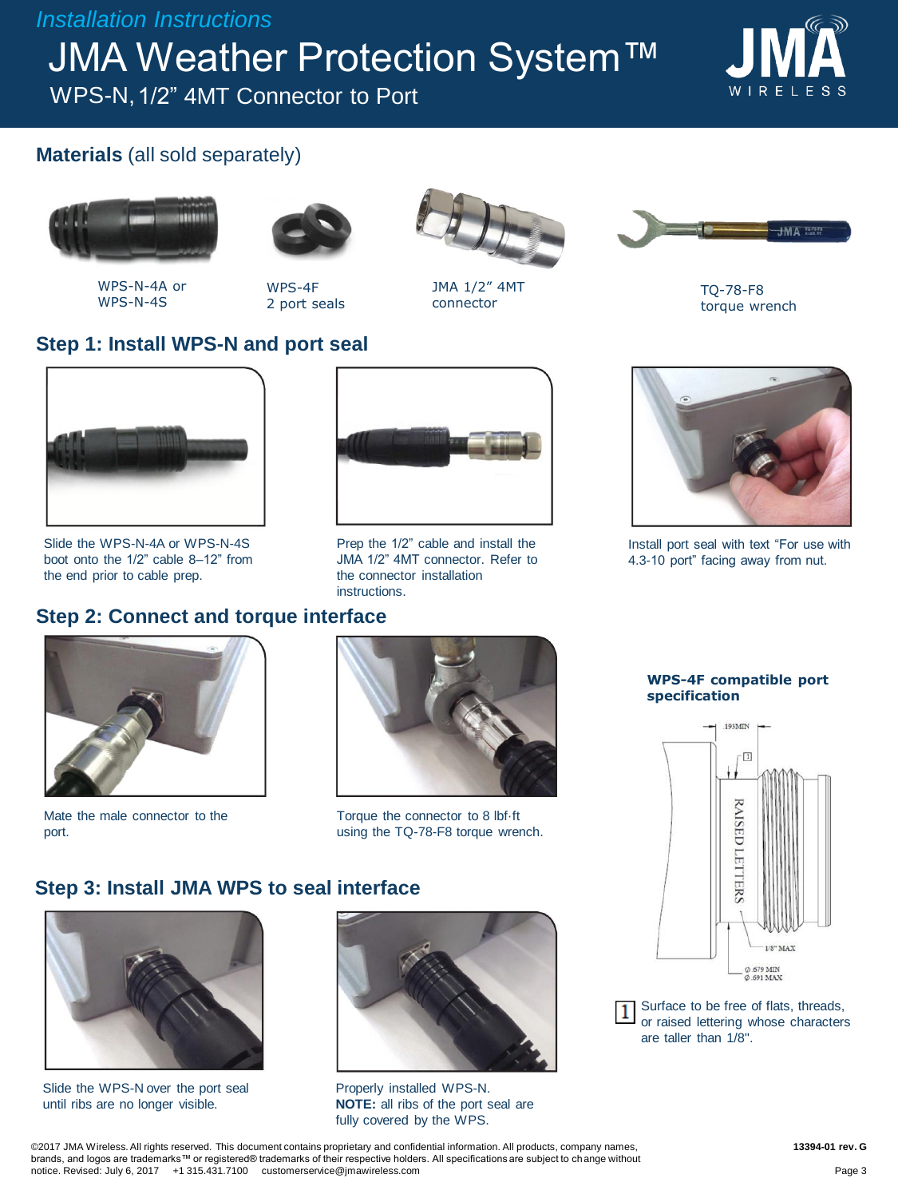*Installation Instructions*

# JMA Weather Protection System™

## WPS-N, 1/2" 4MT Connector to Port

## Materials (all sold separately)

WPS-N-4A or WPS-N-4S

WPS-4F 2 port seals

JMA 1/2" 4MT connector

TQ-78-F8 torque wrench

## Step 1: Install WPS-N and port seal

Slide the WPS-N-4A or WPS-N-4S boot onto the 1/2" cable 8–12" from the end prior to cable prep.

Prep the 1/2" cable and install the JMA 1/2" 4MT connector. Refer to the connector installation instructions.

Install port seal with text "For use with 4.3-10 port" facing away from nut.

## Step 2: Connect and torque interface

Mate the male connector to the port.

Torque the connector to 8 lbf·ft using the TQ-78-F8 torque wrench.

**WPS-4F compatible port specification**

.193MIN

1

RAISED LETTERS

1/8" MAX

Ø .679 MIN
Ø .691 MAX

1 Surface to be free of flats, threads, or raised lettering whose characters are taller than 1/8".

## Step 3: Install JMA WPS to seal interface

Slide the WPS-N over the port seal until ribs are no longer visible.

Properly installed WPS-N.
**NOTE:** all ribs of the port seal are fully covered by the WPS.

©2017 JMA Wireless. All rights reserved. This document contains proprietary and confidential information. All products, company names, brands, and logos are trademarks™ or registered® trademarks of their respective holders. All specifications are subject to change without notice. Revised: July 6, 2017 +1 315.431.7100 customerservice@jmawireless.com

**13394-01 rev. G**